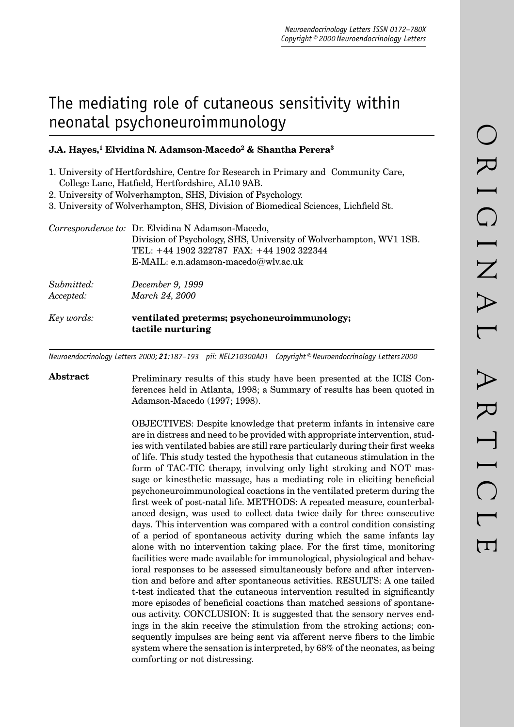# The mediating role of cutaneous sensitivity within neonatal psychoneuroimmunology

**J.A. Hayes,[1] Elvidina N. Adamson-Macedo[2] & Shantha Perera[3]**

1. University of Hertfordshire, Centre for Research in Primary and Community Care, College Lane, Hatfield, Hertfordshire, AL10 9AB.
2. University of Wolverhampton, SHS, Division of Psychology.
3. University of Wolverhampton, SHS, Division of Biomedical Sciences, Lichfield St.

*Correspondence to:* Dr. Elvidina N Adamson-Macedo,
Division of Psychology, SHS, University of Wolverhampton, WV1 1SB.
TEL: +44 1902 322787 FAX: +44 1902 322344
E-MAIL: e.n.adamson-macedo@wlv.ac.uk

*Submitted:* *December 9, 1999*
*Accepted:* *March 24, 2000*

*Key words:* **ventilated preterms; psychoneuroimmunology; tactile nurturing**

## Abstract

Preliminary results of this study have been presented at the ICIS Conferences held in Atlanta, 1998; a Summary of results has been quoted in Adamson-Macedo (1997; 1998).

OBJECTIVES: Despite knowledge that preterm infants in intensive care are in distress and need to be provided with appropriate intervention, studies with ventilated babies are still rare particularly during their first weeks of life. This study tested the hypothesis that cutaneous stimulation in the form of TAC-TIC therapy, involving only light stroking and NOT massage or kinesthetic massage, has a mediating role in eliciting beneficial psychoneuroimmunological coactions in the ventilated preterm during the first week of post-natal life. METHODS: A repeated measure, counterbalanced design, was used to collect data twice daily for three consecutive days. This intervention was compared with a control condition consisting of a period of spontaneous activity during which the same infants lay alone with no intervention taking place. For the first time, monitoring facilities were made available for immunological, physiological and behavioral responses to be assessed simultaneously before and after intervention and before and after spontaneous activities. RESULTS: A one tailed t-test indicated that the cutaneous intervention resulted in significantly more episodes of beneficial coactions than matched sessions of spontaneous activity. CONCLUSION: It is suggested that the sensory nerves endings in the skin receive the stimulation from the stroking actions; consequently impulses are being sent via afferent nerve fibers to the limbic system where the sensation is interpreted, by 68% of the neonates, as being comforting or not distressing.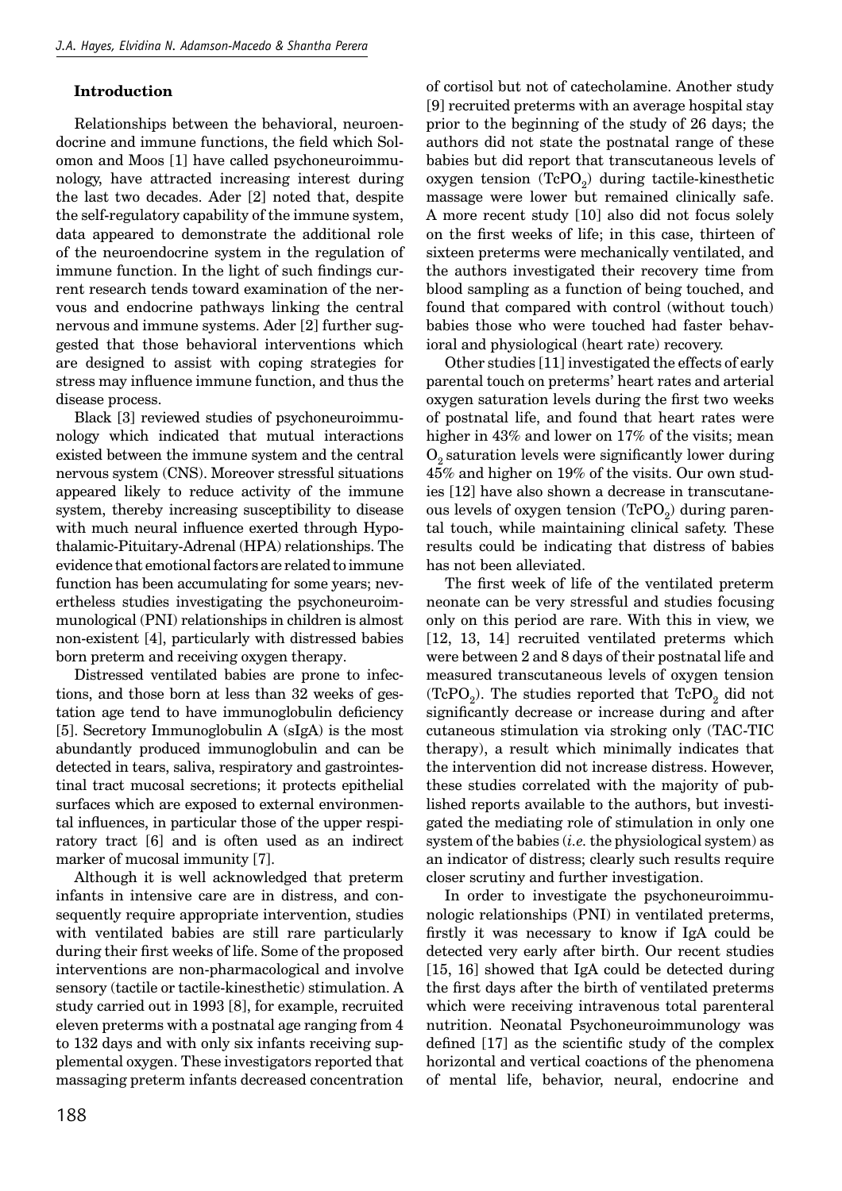### Introduction

Relationships between the behavioral, neuroendocrine and immune functions, the field which Solomon and Moos [1] have called psychoneuroimmunology, have attracted increasing interest during the last two decades. Ader [2] noted that, despite the self-regulatory capability of the immune system, data appeared to demonstrate the additional role of the neuroendocrine system in the regulation of immune function. In the light of such findings current research tends toward examination of the nervous and endocrine pathways linking the central nervous and immune systems. Ader [2] further suggested that those behavioral interventions which are designed to assist with coping strategies for stress may influence immune function, and thus the disease process.

Black [3] reviewed studies of psychoneuroimmunology which indicated that mutual interactions existed between the immune system and the central nervous system (CNS). Moreover stressful situations appeared likely to reduce activity of the immune system, thereby increasing susceptibility to disease with much neural influence exerted through Hypothalamic-Pituitary-Adrenal (HPA) relationships. The evidence that emotional factors are related to immune function has been accumulating for some years; nevertheless studies investigating the psychoneuroimmunological (PNI) relationships in children is almost non-existent [4], particularly with distressed babies born preterm and receiving oxygen therapy.

Distressed ventilated babies are prone to infections, and those born at less than 32 weeks of gestation age tend to have immunoglobulin deficiency [5]. Secretory Immunoglobulin A (sIgA) is the most abundantly produced immunoglobulin and can be detected in tears, saliva, respiratory and gastrointestinal tract mucosal secretions; it protects epithelial surfaces which are exposed to external environmental influences, in particular those of the upper respiratory tract [6] and is often used as an indirect marker of mucosal immunity [7].

Although it is well acknowledged that preterm infants in intensive care are in distress, and consequently require appropriate intervention, studies with ventilated babies are still rare particularly during their first weeks of life. Some of the proposed interventions are non-pharmacological and involve sensory (tactile or tactile-kinesthetic) stimulation. A study carried out in 1993 [8], for example, recruited eleven preterms with a postnatal age ranging from 4 to 132 days and with only six infants receiving supplemental oxygen. These investigators reported that massaging preterm infants decreased concentration of cortisol but not of catecholamine. Another study [9] recruited preterms with an average hospital stay prior to the beginning of the study of 26 days; the authors did not state the postnatal range of these babies but did report that transcutaneous levels of oxygen tension ($TcPO_2$) during tactile-kinesthetic massage were lower but remained clinically safe. A more recent study [10] also did not focus solely on the first weeks of life; in this case, thirteen of sixteen preterms were mechanically ventilated, and the authors investigated their recovery time from blood sampling as a function of being touched, and found that compared with control (without touch) babies those who were touched had faster behavioral and physiological (heart rate) recovery.

Other studies [11] investigated the effects of early parental touch on preterms' heart rates and arterial oxygen saturation levels during the first two weeks of postnatal life, and found that heart rates were higher in 43% and lower on 17% of the visits; mean $O_2$ saturation levels were significantly lower during 45% and higher on 19% of the visits. Our own studies [12] have also shown a decrease in transcutaneous levels of oxygen tension ($TcPO_2$) during parental touch, while maintaining clinical safety. These results could be indicating that distress of babies has not been alleviated.

The first week of life of the ventilated preterm neonate can be very stressful and studies focusing only on this period are rare. With this in view, we [12, 13, 14] recruited ventilated preterms which were between 2 and 8 days of their postnatal life and measured transcutaneous levels of oxygen tension ($TcPO_2$). The studies reported that $TcPO_2$ did not significantly decrease or increase during and after cutaneous stimulation via stroking only (TAC-TIC therapy), a result which minimally indicates that the intervention did not increase distress. However, these studies correlated with the majority of published reports available to the authors, but investigated the mediating role of stimulation in only one system of the babies (*i.e.* the physiological system) as an indicator of distress; clearly such results require closer scrutiny and further investigation.

In order to investigate the psychoneuroimmunologic relationships (PNI) in ventilated preterms, firstly it was necessary to know if IgA could be detected very early after birth. Our recent studies [15, 16] showed that IgA could be detected during the first days after the birth of ventilated preterms which were receiving intravenous total parenteral nutrition. Neonatal Psychoneuroimmunology was defined [17] as the scientific study of the complex horizontal and vertical coactions of the phenomena of mental life, behavior, neural, endocrine and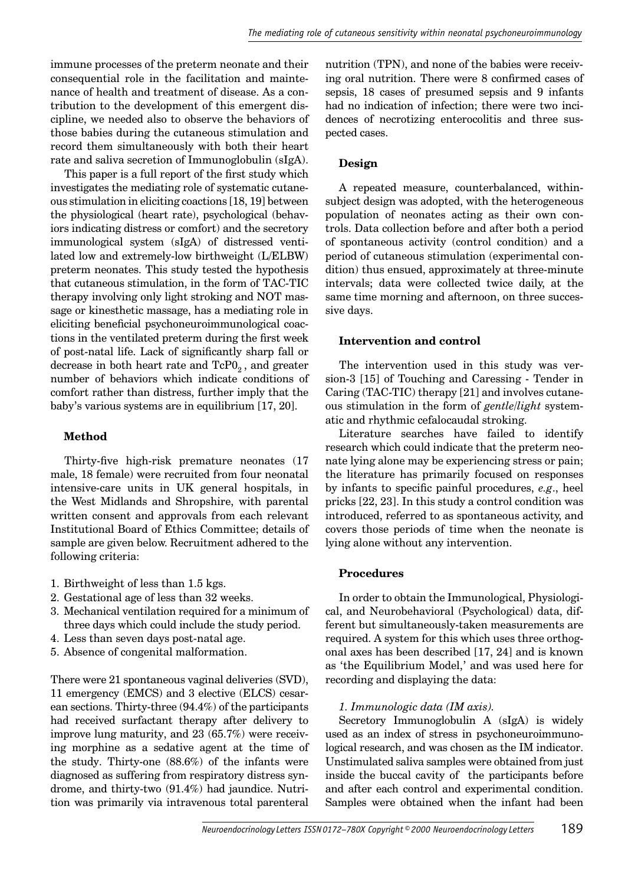immune processes of the preterm neonate and their consequential role in the facilitation and maintenance of health and treatment of disease. As a contribution to the development of this emergent discipline, we needed also to observe the behaviors of those babies during the cutaneous stimulation and record them simultaneously with both their heart rate and saliva secretion of Immunoglobulin (sIgA).

This paper is a full report of the first study which investigates the mediating role of systematic cutaneous stimulation in eliciting coactions [18, 19] between the physiological (heart rate), psychological (behaviors indicating distress or comfort) and the secretory immunological system (sIgA) of distressed ventilated low and extremely-low birthweight (L/ELBW) preterm neonates. This study tested the hypothesis that cutaneous stimulation, in the form of TAC-TIC therapy involving only light stroking and NOT massage or kinesthetic massage, has a mediating role in eliciting beneficial psychoneuroimmunological coactions in the ventilated preterm during the first week of post-natal life. Lack of significantly sharp fall or decrease in both heart rate and $TcP0_2$, and greater number of behaviors which indicate conditions of comfort rather than distress, further imply that the baby's various systems are in equilibrium [17, 20].

## Method

Thirty-five high-risk premature neonates (17 male, 18 female) were recruited from four neonatal intensive-care units in UK general hospitals, in the West Midlands and Shropshire, with parental written consent and approvals from each relevant Institutional Board of Ethics Committee; details of sample are given below. Recruitment adhered to the following criteria:

1. Birthweight of less than 1.5 kgs.
2. Gestational age of less than 32 weeks.
3. Mechanical ventilation required for a minimum of three days which could include the study period.
4. Less than seven days post-natal age.
5. Absence of congenital malformation.

There were 21 spontaneous vaginal deliveries (SVD), 11 emergency (EMCS) and 3 elective (ELCS) cesarean sections. Thirty-three (94.4%) of the participants had received surfactant therapy after delivery to improve lung maturity, and 23 (65.7%) were receiving morphine as a sedative agent at the time of the study. Thirty-one (88.6%) of the infants were diagnosed as suffering from respiratory distress syndrome, and thirty-two (91.4%) had jaundice. Nutrition was primarily via intravenous total parenteral nutrition (TPN), and none of the babies were receiving oral nutrition. There were 8 confirmed cases of sepsis, 18 cases of presumed sepsis and 9 infants had no indication of infection; there were two incidences of necrotizing enterocolitis and three suspected cases.

### Design

A repeated measure, counterbalanced, within-subject design was adopted, with the heterogeneous population of neonates acting as their own controls. Data collection before and after both a period of spontaneous activity (control condition) and a period of cutaneous stimulation (experimental condition) thus ensued, approximately at three-minute intervals; data were collected twice daily, at the same time morning and afternoon, on three successive days.

### Intervention and control

The intervention used in this study was version-3 [15] of Touching and Caressing - Tender in Caring (TAC-TIC therapy [21] and involves cutaneous stimulation in the form of *gentle/light* systematic and rhythmic cefalocaudal stroking.

Literature searches have failed to identify research which could indicate that the preterm neonate lying alone may be experiencing stress or pain; the literature has primarily focused on responses by infants to specific painful procedures, *e.g*., heel pricks [22, 23]. In this study a control condition was introduced, referred to as spontaneous activity, and covers those periods of time when the neonate is lying alone without any intervention.

### Procedures

In order to obtain the Immunological, Physiological, and Neurobehavioral (Psychological) data, different but simultaneously-taken measurements are required. A system for this which uses three orthogonal axes has been described [17, 24] and is known as 'the Equilibrium Model,' and was used here for recording and displaying the data:

*1. Immunologic data (IM axis).*

Secretory Immunoglobulin A (sIgA) is widely used as an index of stress in psychoneuroimmunological research, and was chosen as the IM indicator. Unstimulated saliva samples were obtained from just inside the buccal cavity of the participants before and after each control and experimental condition. Samples were obtained when the infant had been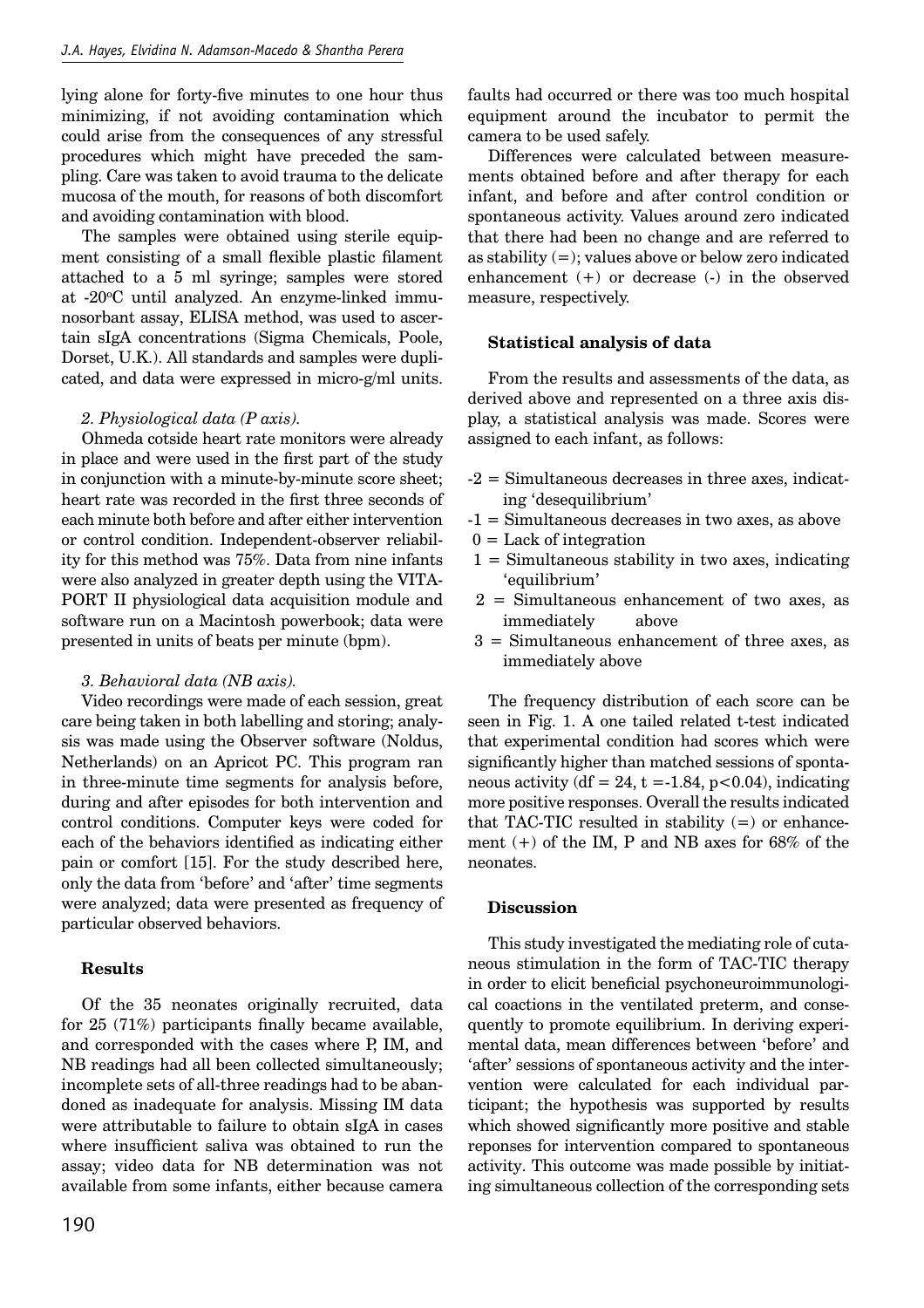lying alone for forty-five minutes to one hour thus minimizing, if not avoiding contamination which could arise from the consequences of any stressful procedures which might have preceded the sampling. Care was taken to avoid trauma to the delicate mucosa of the mouth, for reasons of both discomfort and avoiding contamination with blood.

The samples were obtained using sterile equipment consisting of a small flexible plastic filament attached to a 5 ml syringe; samples were stored at -20°C until analyzed. An enzyme-linked immunosorbant assay, ELISA method, was used to ascertain sIgA concentrations (Sigma Chemicals, Poole, Dorset, U.K.). All standards and samples were duplicated, and data were expressed in micro-g/ml units.

*2. Physiological data (P axis).*

Ohmeda cotside heart rate monitors were already in place and were used in the first part of the study in conjunction with a minute-by-minute score sheet; heart rate was recorded in the first three seconds of each minute both before and after either intervention or control condition. Independent-observer reliability for this method was 75%. Data from nine infants were also analyzed in greater depth using the VITAPORT II physiological data acquisition module and software run on a Macintosh powerbook; data were presented in units of beats per minute (bpm).

*3. Behavioral data (NB axis).*

Video recordings were made of each session, great care being taken in both labelling and storing; analysis was made using the Observer software (Noldus, Netherlands) on an Apricot PC. This program ran in three-minute time segments for analysis before, during and after episodes for both intervention and control conditions. Computer keys were coded for each of the behaviors identified as indicating either pain or comfort [15]. For the study described here, only the data from 'before' and 'after' time segments were analyzed; data were presented as frequency of particular observed behaviors.

## Results

Of the 35 neonates originally recruited, data for 25 (71%) participants finally became available, and corresponded with the cases where P, IM, and NB readings had all been collected simultaneously; incomplete sets of all-three readings had to be abandoned as inadequate for analysis. Missing IM data were attributable to failure to obtain sIgA in cases where insufficient saliva was obtained to run the assay; video data for NB determination was not available from some infants, either because camera faults had occurred or there was too much hospital equipment around the incubator to permit the camera to be used safely.

Differences were calculated between measurements obtained before and after therapy for each infant, and before and after control condition or spontaneous activity. Values around zero indicated that there had been no change and are referred to as stability (=); values above or below zero indicated enhancement (+) or decrease (-) in the observed measure, respectively.

### Statistical analysis of data

From the results and assessments of the data, as derived above and represented on a three axis display, a statistical analysis was made. Scores were assigned to each infant, as follows:

- -2 = Simultaneous decreases in three axes, indicating 'desequilibrium'
- -1 = Simultaneous decreases in two axes, as above
- 0 = Lack of integration
- 1 = Simultaneous stability in two axes, indicating 'equilibrium'
- 2 = Simultaneous enhancement of two axes, as immediately above
- 3 = Simultaneous enhancement of three axes, as immediately above

The frequency distribution of each score can be seen in Fig. 1. A one tailed related t-test indicated that experimental condition had scores which were significantly higher than matched sessions of spontaneous activity ($df = 24$, $t = -1.84$, $p < 0.04$), indicating more positive responses. Overall the results indicated that TAC-TIC resulted in stability (=) or enhancement (+) of the IM, P and NB axes for 68% of the neonates.

## Discussion

This study investigated the mediating role of cutaneous stimulation in the form of TAC-TIC therapy in order to elicit beneficial psychoneuroimmunological coactions in the ventilated preterm, and consequently to promote equilibrium. In deriving experimental data, mean differences between 'before' and 'after' sessions of spontaneous activity and the intervention were calculated for each individual participant; the hypothesis was supported by results which showed significantly more positive and stable reponses for intervention compared to spontaneous activity. This outcome was made possible by initiating simultaneous collection of the corresponding sets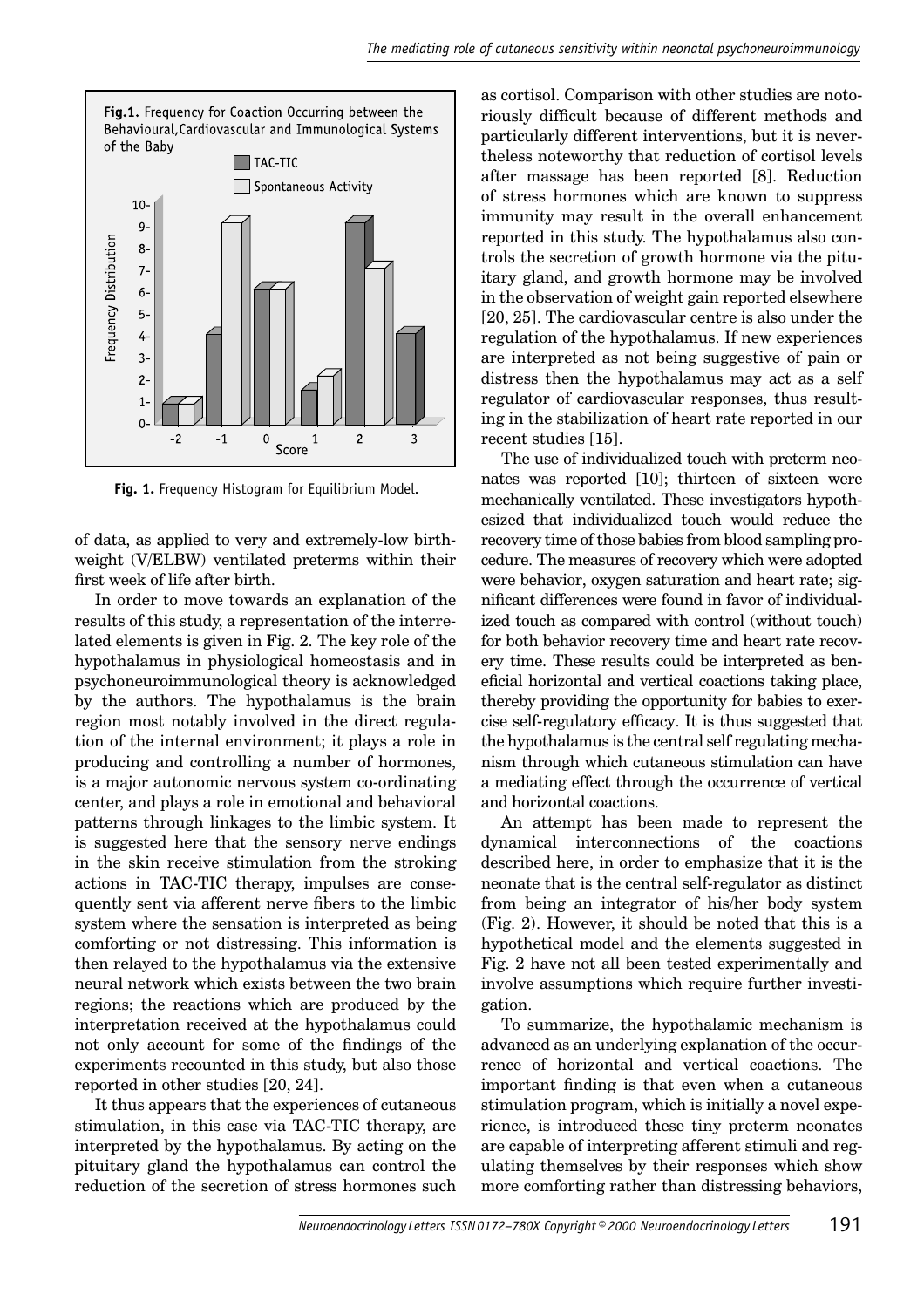**Fig.1.** Frequency for Coaction Occurring between the Behavioural, Cardiovascular and Immunological Systems of the Baby

**Fig. 1.** Frequency Histogram for Equilibrium Model.

of data, as applied to very and extremely-low birthweight (V/ELBW) ventilated preterms within their first week of life after birth.

In order to move towards an explanation of the results of this study, a representation of the interrelated elements is given in Fig. 2. The key role of the hypothalamus in physiological homeostasis and in psychoneuroimmunological theory is acknowledged by the authors. The hypothalamus is the brain region most notably involved in the direct regulation of the internal environment; it plays a role in producing and controlling a number of hormones, is a major autonomic nervous system co-ordinating center, and plays a role in emotional and behavioral patterns through linkages to the limbic system. It is suggested here that the sensory nerve endings in the skin receive stimulation from the stroking actions in TAC-TIC therapy, impulses are consequently sent via afferent nerve fibers to the limbic system where the sensation is interpreted as being comforting or not distressing. This information is then relayed to the hypothalamus via the extensive neural network which exists between the two brain regions; the reactions which are produced by the interpretation received at the hypothalamus could not only account for some of the findings of the experiments recounted in this study, but also those reported in other studies [20, 24].

It thus appears that the experiences of cutaneous stimulation, in this case via TAC-TIC therapy, are interpreted by the hypothalamus. By acting on the pituitary gland the hypothalamus can control the reduction of the secretion of stress hormones such as cortisol. Comparison with other studies are notoriously difficult because of different methods and particularly different interventions, but it is nevertheless noteworthy that reduction of cortisol levels after massage has been reported [8]. Reduction of stress hormones which are known to suppress immunity may result in the overall enhancement reported in this study. The hypothalamus also controls the secretion of growth hormone via the pituitary gland, and growth hormone may be involved in the observation of weight gain reported elsewhere [20, 25]. The cardiovascular centre is also under the regulation of the hypothalamus. If new experiences are interpreted as not being suggestive of pain or distress then the hypothalamus may act as a self regulator of cardiovascular responses, thus resulting in the stabilization of heart rate reported in our recent studies [15].

The use of individualized touch with preterm neonates was reported [10]; thirteen of sixteen were mechanically ventilated. These investigators hypothesized that individualized touch would reduce the recovery time of those babies from blood sampling procedure. The measures of recovery which were adopted were behavior, oxygen saturation and heart rate; significant differences were found in favor of individualized touch as compared with control (without touch) for both behavior recovery time and heart rate recovery time. These results could be interpreted as beneficial horizontal and vertical coactions taking place, thereby providing the opportunity for babies to exercise self-regulatory efficacy. It is thus suggested that the hypothalamus is the central self regulating mechanism through which cutaneous stimulation can have a mediating effect through the occurrence of vertical and horizontal coactions.

An attempt has been made to represent the dynamical interconnections of the coactions described here, in order to emphasize that it is the neonate that is the central self-regulator as distinct from being an integrator of his/her body system (Fig. 2). However, it should be noted that this is a hypothetical model and the elements suggested in Fig. 2 have not all been tested experimentally and involve assumptions which require further investigation.

To summarize, the hypothalamic mechanism is advanced as an underlying explanation of the occurrence of horizontal and vertical coactions. The important finding is that even when a cutaneous stimulation program, which is initially a novel experience, is introduced these tiny preterm neonates are capable of interpreting afferent stimuli and regulating themselves by their responses which show more comforting rather than distressing behaviors,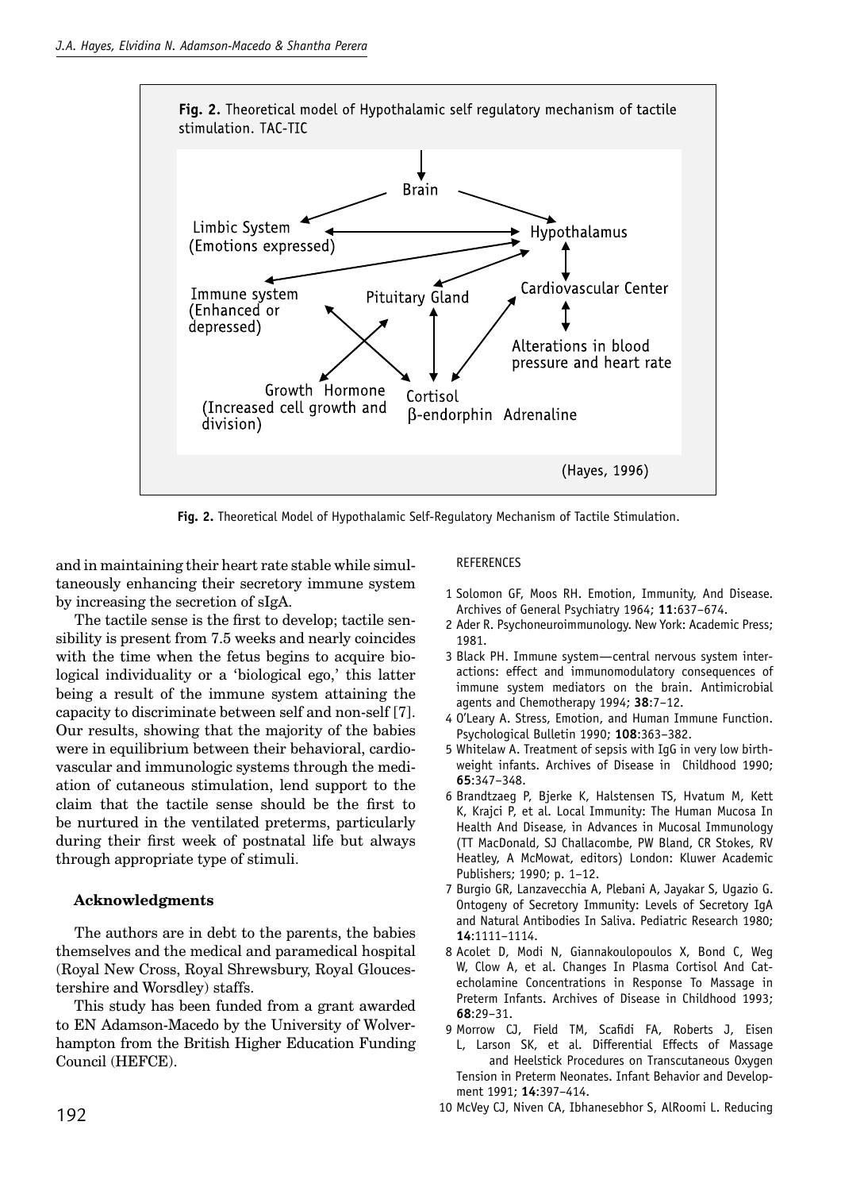**Fig. 2.** Theoretical Model of Hypothalamic Self-Regulatory Mechanism of Tactile Stimulation.

and in maintaining their heart rate stable while simultaneously enhancing their secretory immune system by increasing the secretion of sIgA.

The tactile sense is the first to develop; tactile sensibility is present from 7.5 weeks and nearly coincides with the time when the fetus begins to acquire biological individuality or a 'biological ego,' this latter being a result of the immune system attaining the capacity to discriminate between self and non-self [7]. Our results, showing that the majority of the babies were in equilibrium between their behavioral, cardiovascular and immunologic systems through the mediation of cutaneous stimulation, lend support to the claim that the tactile sense should be the first to be nurtured in the ventilated preterms, particularly during their first week of postnatal life but always through appropriate type of stimuli.

## Acknowledgments

The authors are in debt to the parents, the babies themselves and the medical and paramedical hospital (Royal New Cross, Royal Shrewsbury, Royal Gloucestershire and Worsdley) staffs.

This study has been funded from a grant awarded to EN Adamson-Macedo by the University of Wolverhampton from the British Higher Education Funding Council (HEFCE).

## REFERENCES

1. Solomon GF, Moos RH. Emotion, Immunity, And Disease. Archives of General Psychiatry 1964; **11**:637–674.
2. Ader R. Psychoneuroimmunology. New York: Academic Press; 1981.
3. Black PH. Immune system—central nervous system interactions: effect and immunomodulatory consequences of immune system mediators on the brain. Antimicrobial agents and Chemotherapy 1994; **38**:7–12.
4. O'Leary A. Stress, Emotion, and Human Immune Function. Psychological Bulletin 1990; **108**:363–382.
5. Whitelaw A. Treatment of sepsis with IgG in very low birthweight infants. Archives of Disease in Childhood 1990; **65**:347–348.
6. Brandtzaeg P, Bjerke K, Halstensen TS, Hvatum M, Kett K, Krajci P, et al. Local Immunity: The Human Mucosa In Health And Disease, in Advances in Mucosal Immunology (TT MacDonald, SJ Challacombe, PW Bland, CR Stokes, RV Heatley, A McMowat, editors) London: Kluwer Academic Publishers; 1990; p. 1–12.
7. Burgio GR, Lanzavecchia A, Plebani A, Jayakar S, Ugazio G. Ontogeny of Secretory Immunity: Levels of Secretory IgA and Natural Antibodies In Saliva. Pediatric Research 1980; **14**:1111–1114.
8. Acolet D, Modi N, Giannakoulopoulos X, Bond C, Weg W, Clow A, et al. Changes In Plasma Cortisol And Catecholamine Concentrations in Response To Massage in Preterm Infants. Archives of Disease in Childhood 1993; **68**:29–31.
9. Morrow CJ, Field TM, Scafidi FA, Roberts J, Eisen L, Larson SK, et al. Differential Effects of Massage and Heelstick Procedures on Transcutaneous Oxygen Tension in Preterm Neonates. Infant Behavior and Development 1991; **14**:397–414.
10. McVey CJ, Niven CA, Ibhanesebhor S, AlRoomi L. Reducing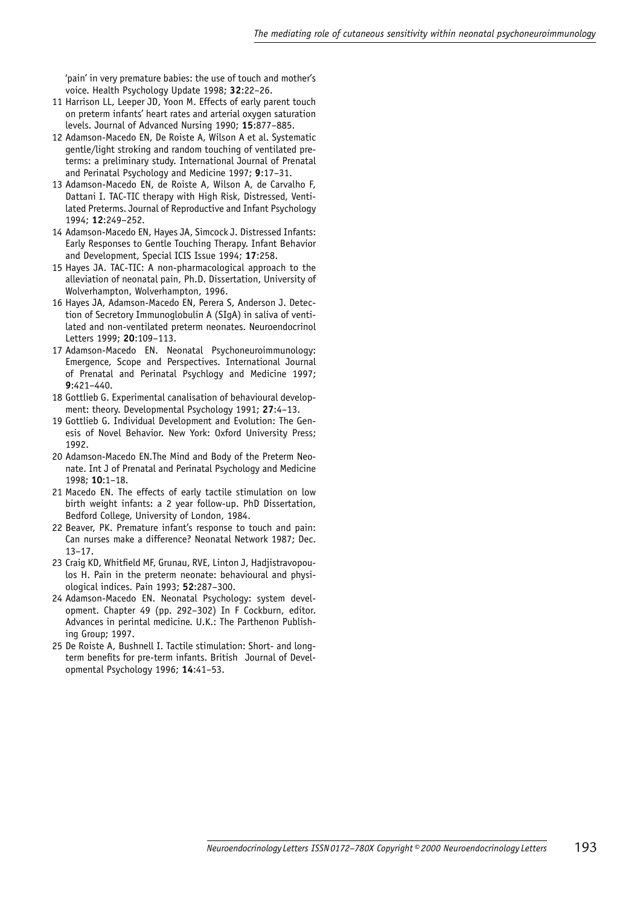'pain' in very premature babies: the use of touch and mother's voice. Health Psychology Update 1998; **32**:22–26.

11 Harrison LL, Leeper JD, Yoon M. Effects of early parent touch on preterm infants' heart rates and arterial oxygen saturation levels. Journal of Advanced Nursing 1990; **15**:877–885.

12 Adamson-Macedo EN, De Roiste A, Wilson A et al. Systematic gentle/light stroking and random touching of ventilated preterms: a preliminary study. International Journal of Prenatal and Perinatal Psychology and Medicine 1997; **9**:17–31.

13 Adamson-Macedo EN, de Roiste A, Wilson A, de Carvalho F, Dattani I. TAC-TIC therapy with High Risk, Distressed, Ventilated Preterms. Journal of Reproductive and Infant Psychology 1994; **12**:249–252.

14 Adamson-Macedo EN, Hayes JA, Simcock J. Distressed Infants: Early Responses to Gentle Touching Therapy. Infant Behavior and Development, Special ICIS Issue 1994; **17**:258.

15 Hayes JA. TAC-TIC: A non-pharmacological approach to the alleviation of neonatal pain, Ph.D. Dissertation, University of Wolverhampton, Wolverhampton, 1996.

16 Hayes JA, Adamson-Macedo EN, Perera S, Anderson J. Detection of Secretory Immunoglobulin A (SIgA) in saliva of ventilated and non-ventilated preterm neonates. Neuroendocrinol Letters 1999; **20**:109–113.

17 Adamson-Macedo EN. Neonatal Psychoneuroimmunology: Emergence, Scope and Perspectives. International Journal of Prenatal and Perinatal Psychlogy and Medicine 1997; **9**:421–440.

18 Gottlieb G. Experimental canalisation of behavioural development: theory. Developmental Psychology 1991; **27**:4–13.

19 Gottlieb G. Individual Development and Evolution: The Genesis of Novel Behavior. New York: Oxford University Press; 1992.

20 Adamson-Macedo EN.The Mind and Body of the Preterm Neonate. Int J of Prenatal and Perinatal Psychology and Medicine 1998; **10**:1–18.

21 Macedo EN. The effects of early tactile stimulation on low birth weight infants: a 2 year follow-up. PhD Dissertation, Bedford College, University of London, 1984.

22 Beaver, PK. Premature infant's response to touch and pain: Can nurses make a difference? Neonatal Network 1987; Dec. 13–17.

23 Craig KD, Whitfield MF, Grunau, RVE, Linton J, Hadjistravopoulos H. Pain in the preterm neonate: behavioural and physiological indices. Pain 1993; **52**:287–300.

24 Adamson-Macedo EN. Neonatal Psychology: system development. Chapter 49 (pp. 292–302) In F Cockburn, editor. Advances in perintal medicine. U.K.: The Parthenon Publishing Group; 1997.

25 De Roiste A, Bushnell I. Tactile stimulation: Short- and long-term benefits for pre-term infants. British Journal of Developmental Psychology 1996; **14**:41–53.